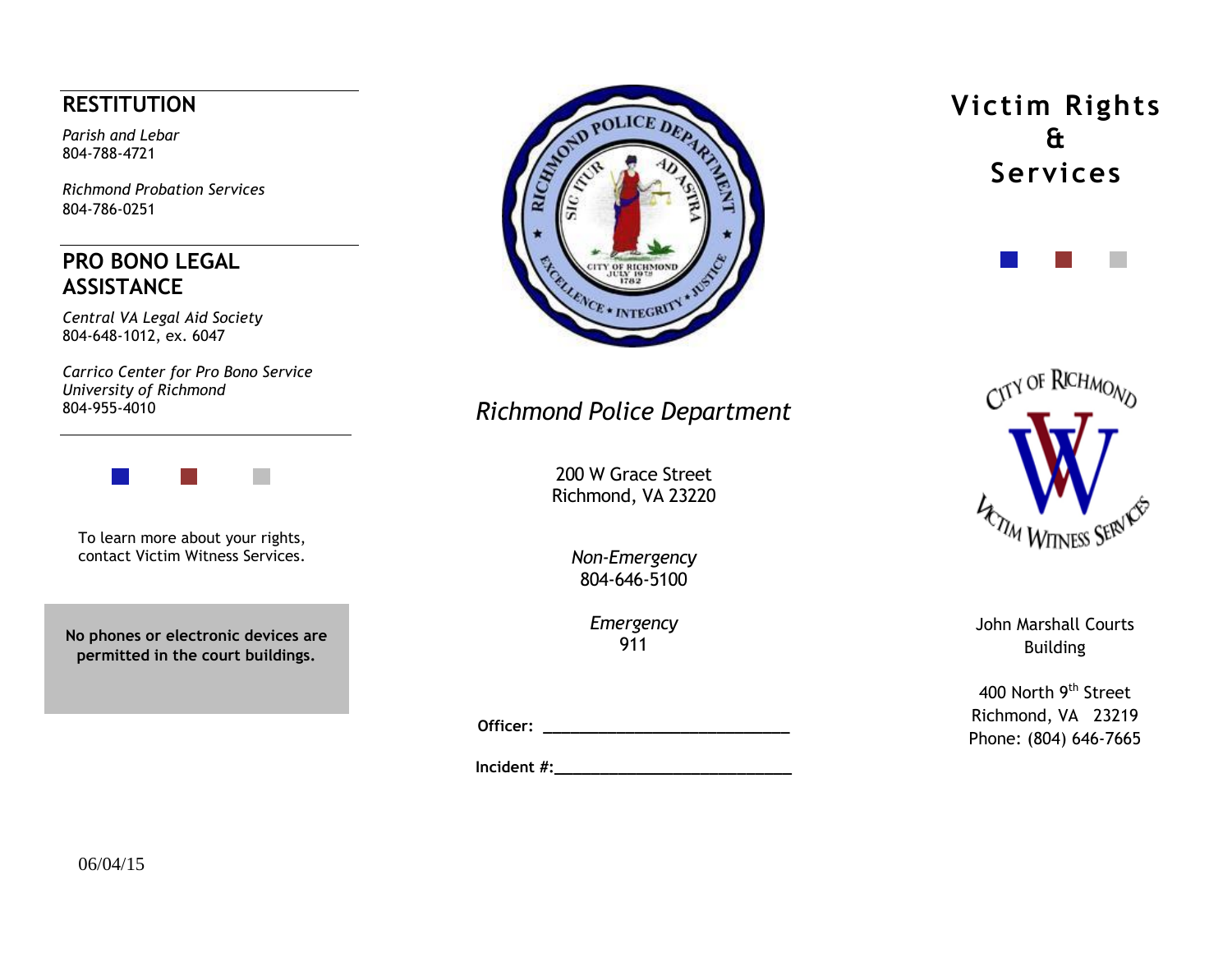## RESTITUTION

*Parish and Lebar*
804-788-4721

*Richmond Probation Services*
804-786-0251

## PRO BONO LEGAL ASSISTANCE

*Central VA Legal Aid Society*
804-648-1012, ex. 6047

*Carrico Center for Pro Bono Service*
*University of Richmond*
804-955-4010

To learn more about your rights, contact Victim Witness Services.

**No phones or electronic devices are permitted in the court buildings.**

06/04/15

*Richmond Police Department*

200 W Grace Street
Richmond, VA 23220

*Non-Emergency*
804-646-5100

*Emergency*
911

**Officer:** ______________________________

**Incident #:**______________________________

# Victim Rights & Services

City of Richmond Victim Witness Services

John Marshall Courts Building

400 North 9th Street
Richmond, VA 23219
Phone: (804) 646-7665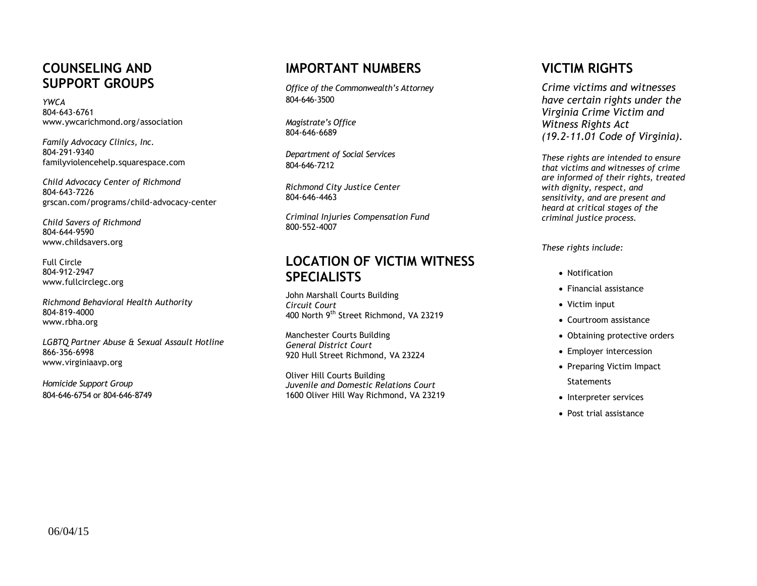## COUNSELING AND SUPPORT GROUPS

*YWCA*
804-643-6761
www.ywcarichmond.org/association

*Family Advocacy Clinics, Inc.*
804-291-9340
familyviolencehelp.squarespace.com

*Child Advocacy Center of Richmond*
804-643-7226
grscan.com/programs/child-advocacy-center

*Child Savers of Richmond*
804-644-9590
www.childsavers.org

Full Circle
804-912-2947
www.fullcirclegc.org

*Richmond Behavioral Health Authority*
804-819-4000
www.rbha.org

*LGBTQ Partner Abuse & Sexual Assault Hotline*
866-356-6998
www.virginiaavp.org

*Homicide Support Group*
804-646-6754 or 804-646-8749

## IMPORTANT NUMBERS

*Office of the Commonwealth's Attorney*
804-646-3500

*Magistrate's Office*
804-646-6689

*Department of Social Services*
804-646-7212

*Richmond City Justice Center*
804-646-4463

*Criminal Injuries Compensation Fund*
800-552-4007

## LOCATION OF VICTIM WITNESS SPECIALISTS

John Marshall Courts Building
*Circuit Court*
400 North 9th Street Richmond, VA 23219

Manchester Courts Building
*General District Court*
920 Hull Street Richmond, VA 23224

Oliver Hill Courts Building
*Juvenile and Domestic Relations Court*
1600 Oliver Hill Way Richmond, VA 23219

## VICTIM RIGHTS

*Crime victims and witnesses have certain rights under the Virginia Crime Victim and Witness Rights Act (19.2-11.01 Code of Virginia).*

*These rights are intended to ensure that victims and witnesses of crime are informed of their rights, treated with dignity, respect, and sensitivity, and are present and heard at critical stages of the criminal justice process.*

*These rights include:*

- Notification
- Financial assistance
- Victim input
- Courtroom assistance
- Obtaining protective orders
- Employer intercession
- Preparing Victim Impact Statements
- Interpreter services
- Post trial assistance

06/04/15